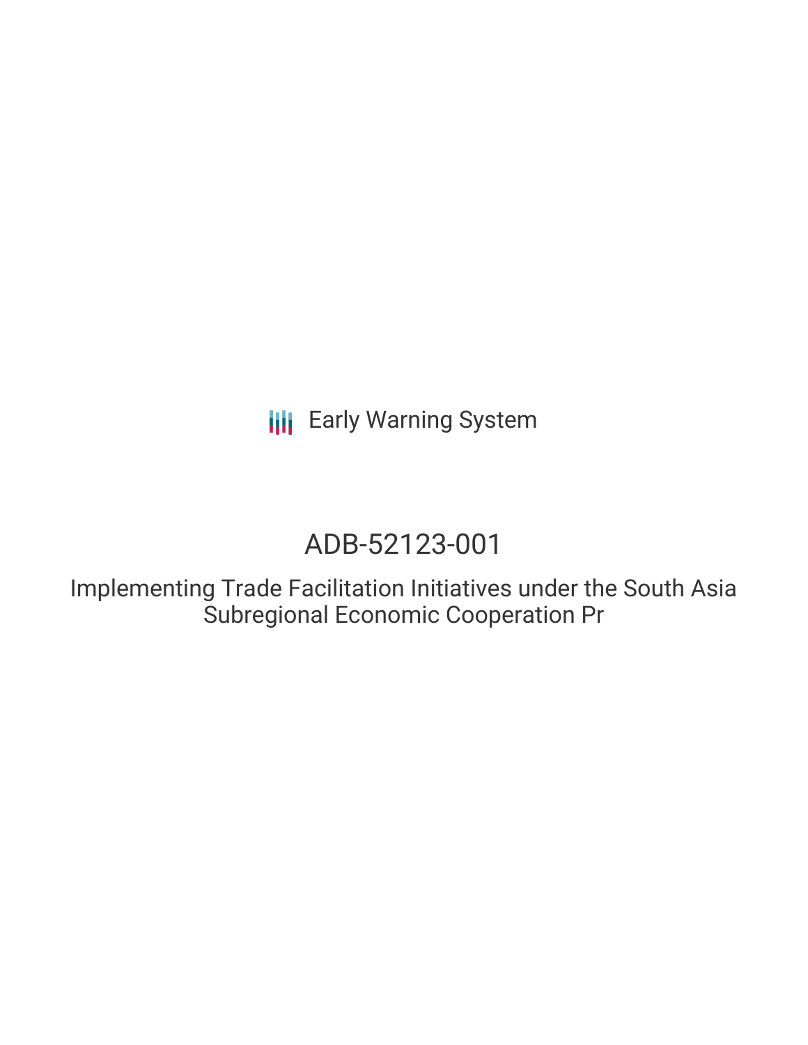Early Warning System

# ADB-52123-001

## Implementing Trade Facilitation Initiatives under the South Asia Subregional Economic Cooperation Pr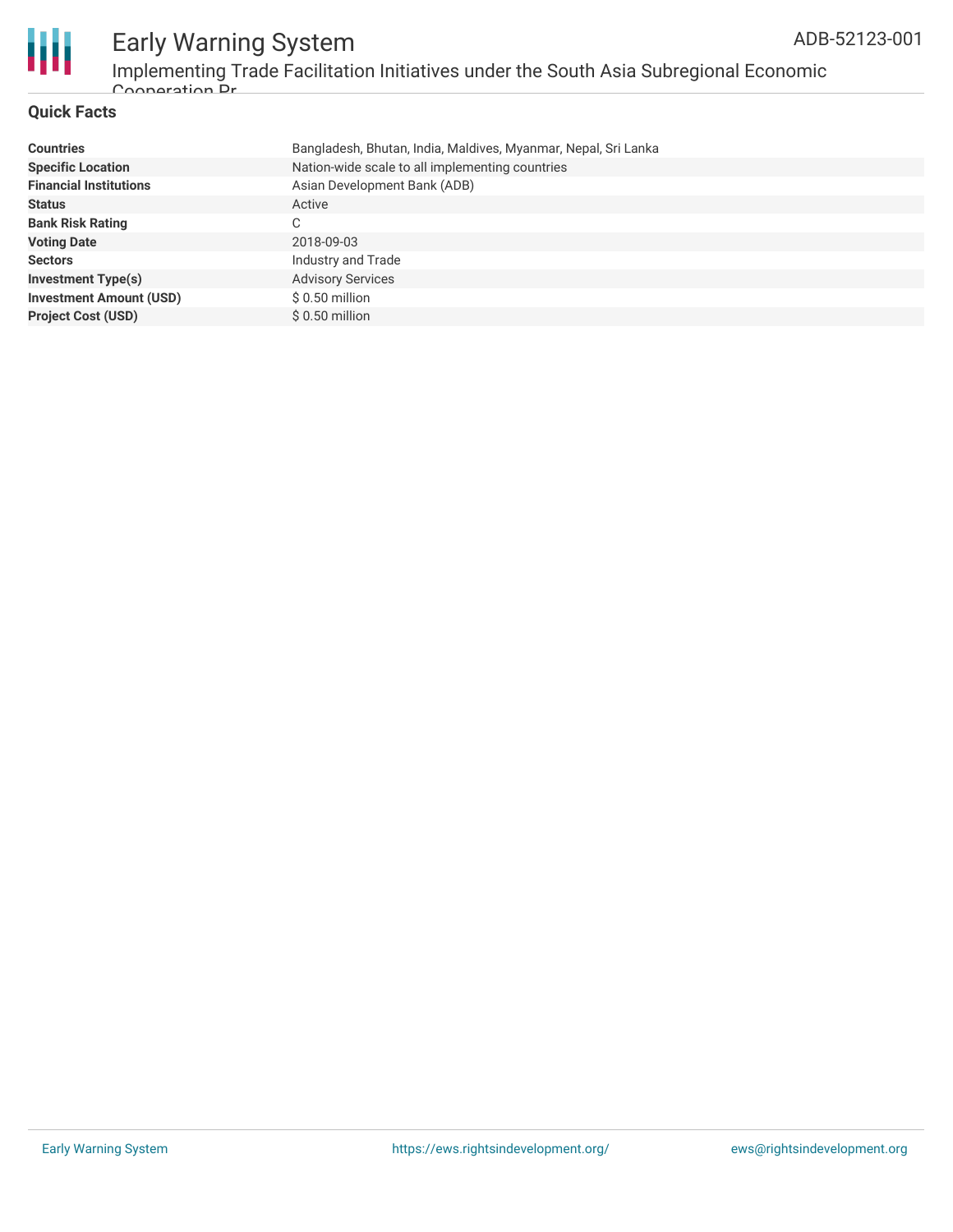## Quick Facts

| | |
|---|---|
| **Countries** | Bangladesh, Bhutan, India, Maldives, Myanmar, Nepal, Sri Lanka |
| **Specific Location** | Nation-wide scale to all implementing countries |
| **Financial Institutions** | Asian Development Bank (ADB) |
| **Status** | Active |
| **Bank Risk Rating** | C |
| **Voting Date** | 2018-09-03 |
| **Sectors** | Industry and Trade |
| **Investment Type(s)** | Advisory Services |
| **Investment Amount (USD)** | $ 0.50 million |
| **Project Cost (USD)** | $ 0.50 million |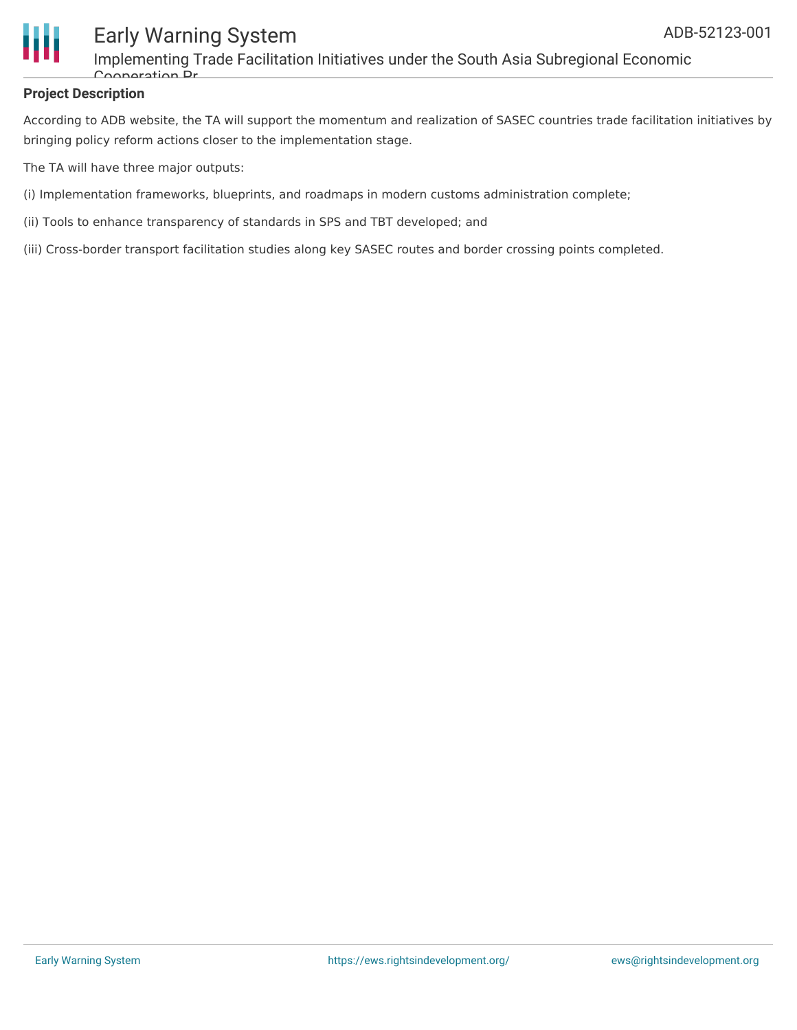### Project Description

According to ADB website, the TA will support the momentum and realization of SASEC countries trade facilitation initiatives by bringing policy reform actions closer to the implementation stage.

The TA will have three major outputs:

(i) Implementation frameworks, blueprints, and roadmaps in modern customs administration complete;

(ii) Tools to enhance transparency of standards in SPS and TBT developed; and

(iii) Cross-border transport facilitation studies along key SASEC routes and border crossing points completed.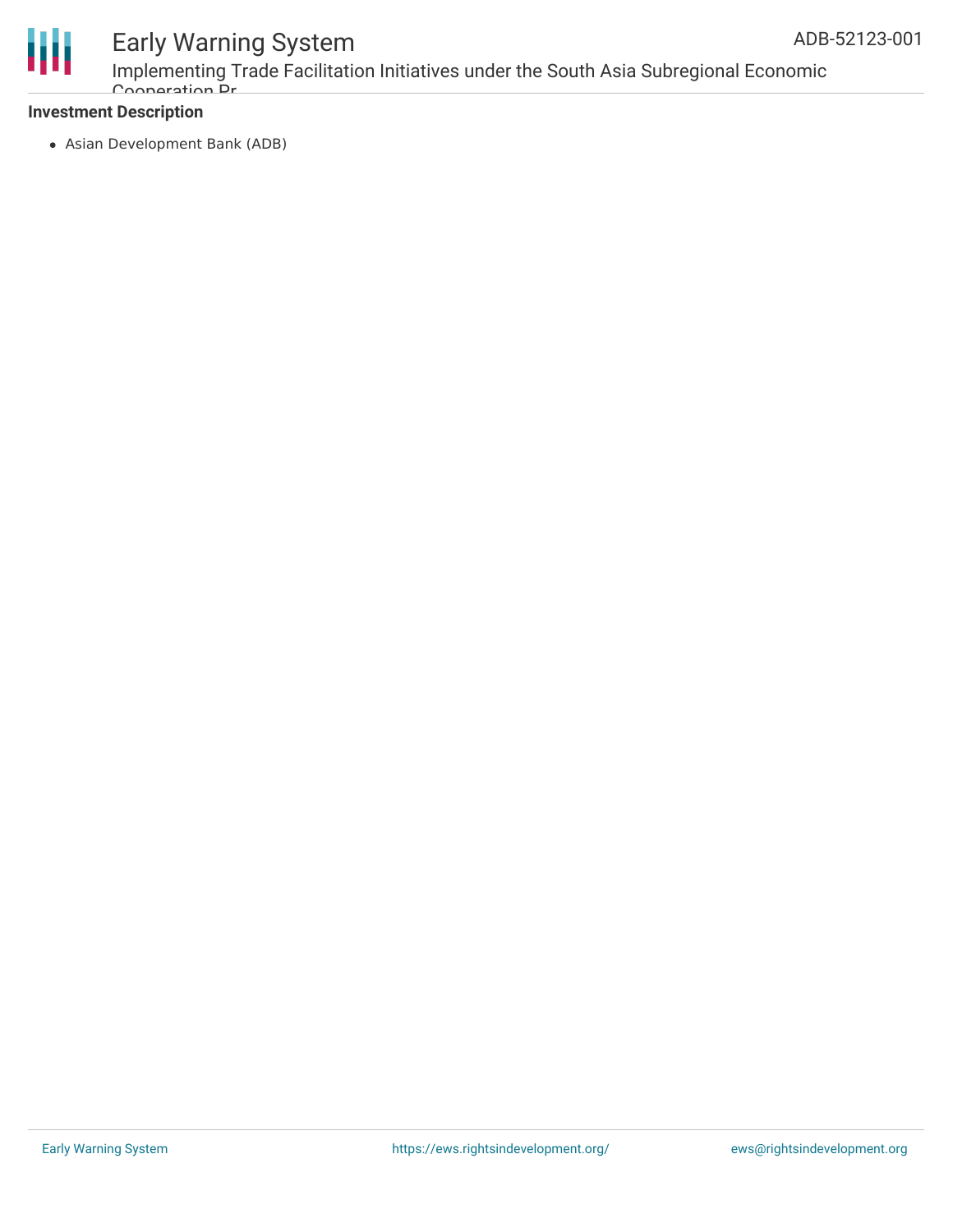**Investment Description**

- Asian Development Bank (ADB)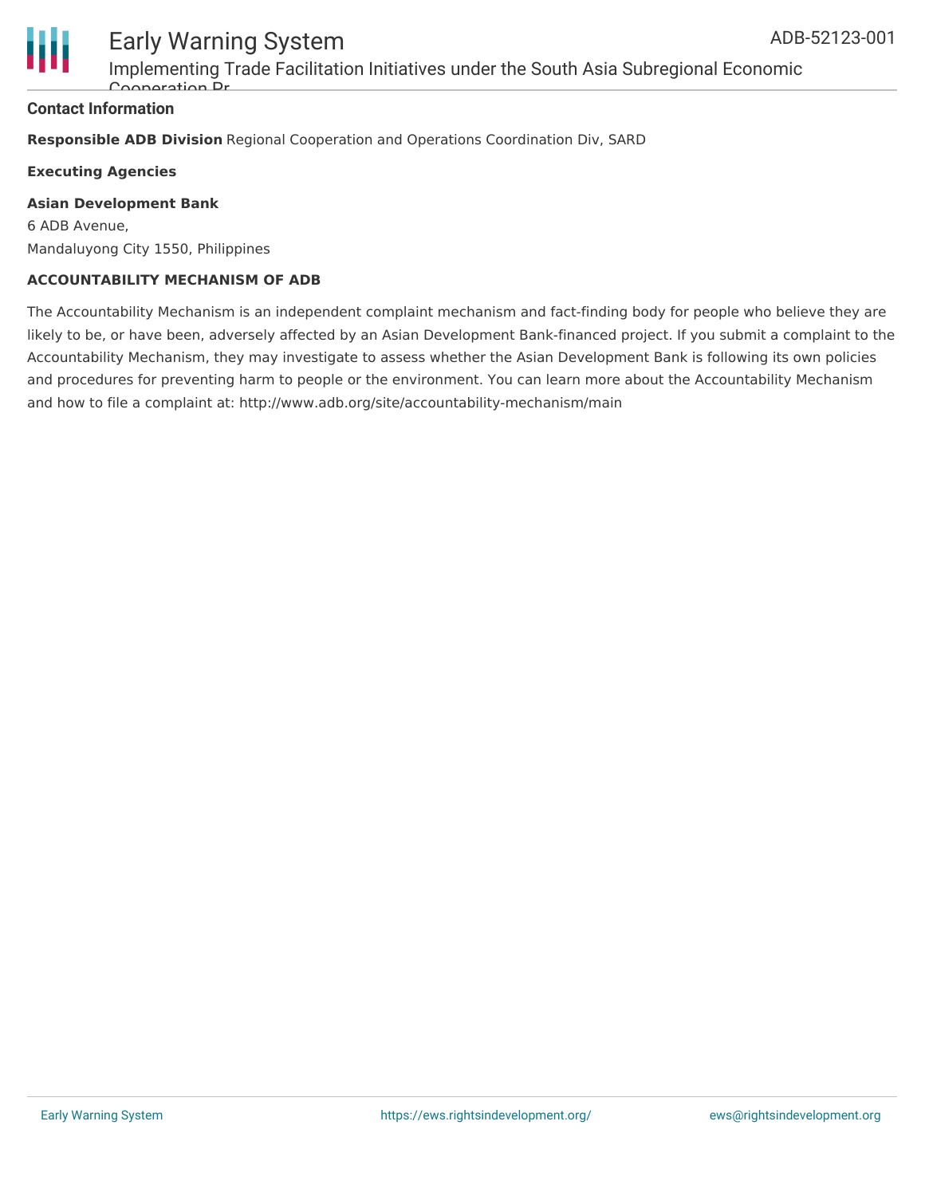### Contact Information

**Responsible ADB Division** Regional Cooperation and Operations Coordination Div, SARD

**Executing Agencies**

**Asian Development Bank**
6 ADB Avenue,
Mandaluyong City 1550, Philippines

**ACCOUNTABILITY MECHANISM OF ADB**

The Accountability Mechanism is an independent complaint mechanism and fact-finding body for people who believe they are likely to be, or have been, adversely affected by an Asian Development Bank-financed project. If you submit a complaint to the Accountability Mechanism, they may investigate to assess whether the Asian Development Bank is following its own policies and procedures for preventing harm to people or the environment. You can learn more about the Accountability Mechanism and how to file a complaint at: http://www.adb.org/site/accountability-mechanism/main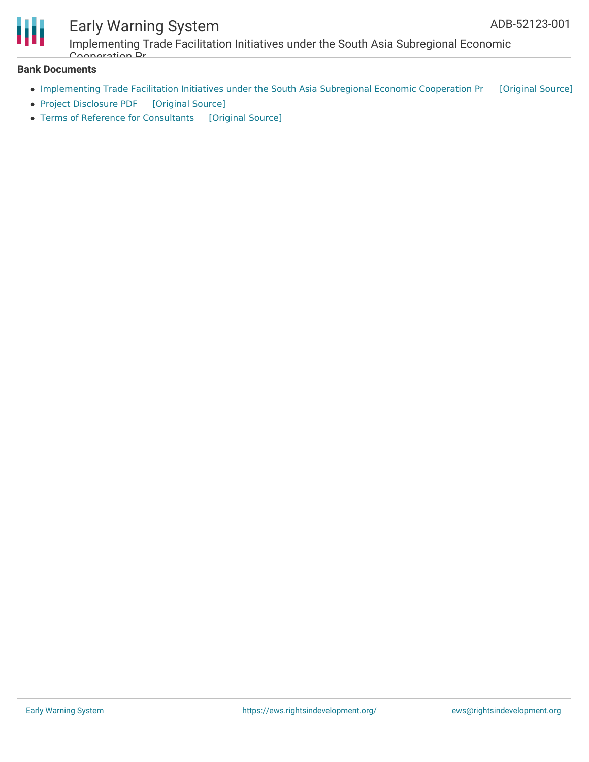**Bank Documents**

- Implementing Trade Facilitation Initiatives under the South Asia Subregional Economic Cooperation Pr [Original Source]
- Project Disclosure PDF [Original Source]
- Terms of Reference for Consultants [Original Source]